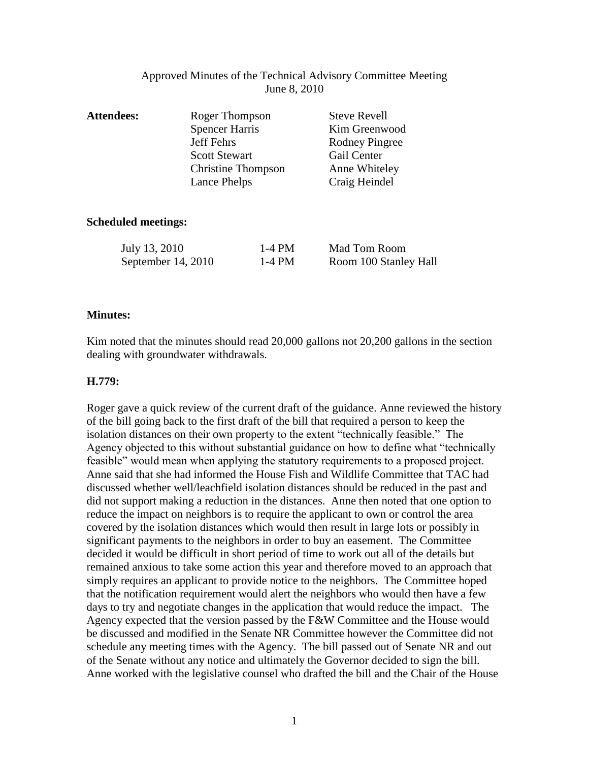Approved Minutes of the Technical Advisory Committee Meeting
June 8, 2010

| **Attendees:** | Roger Thompson | Steve Revell |
|---|---|---|
| | Spencer Harris | Kim Greenwood |
| | Jeff Fehrs | Rodney Pingree |
| | Scott Stewart | Gail Center |
| | Christine Thompson | Anne Whiteley |
| | Lance Phelps | Craig Heindel |

**Scheduled meetings:**

| | | |
|---|---|---|
| July 13, 2010 | 1-4 PM | Mad Tom Room |
| September 14, 2010 | 1-4 PM | Room 100 Stanley Hall |

**Minutes:**

Kim noted that the minutes should read 20,000 gallons not 20,200 gallons in the section dealing with groundwater withdrawals.

**H.779:**

Roger gave a quick review of the current draft of the guidance. Anne reviewed the history of the bill going back to the first draft of the bill that required a person to keep the isolation distances on their own property to the extent "technically feasible." The Agency objected to this without substantial guidance on how to define what "technically feasible" would mean when applying the statutory requirements to a proposed project. Anne said that she had informed the House Fish and Wildlife Committee that TAC had discussed whether well/leachfield isolation distances should be reduced in the past and did not support making a reduction in the distances. Anne then noted that one option to reduce the impact on neighbors is to require the applicant to own or control the area covered by the isolation distances which would then result in large lots or possibly in significant payments to the neighbors in order to buy an easement. The Committee decided it would be difficult in short period of time to work out all of the details but remained anxious to take some action this year and therefore moved to an approach that simply requires an applicant to provide notice to the neighbors. The Committee hoped that the notification requirement would alert the neighbors who would then have a few days to try and negotiate changes in the application that would reduce the impact. The Agency expected that the version passed by the F&W Committee and the House would be discussed and modified in the Senate NR Committee however the Committee did not schedule any meeting times with the Agency. The bill passed out of Senate NR and out of the Senate without any notice and ultimately the Governor decided to sign the bill. Anne worked with the legislative counsel who drafted the bill and the Chair of the House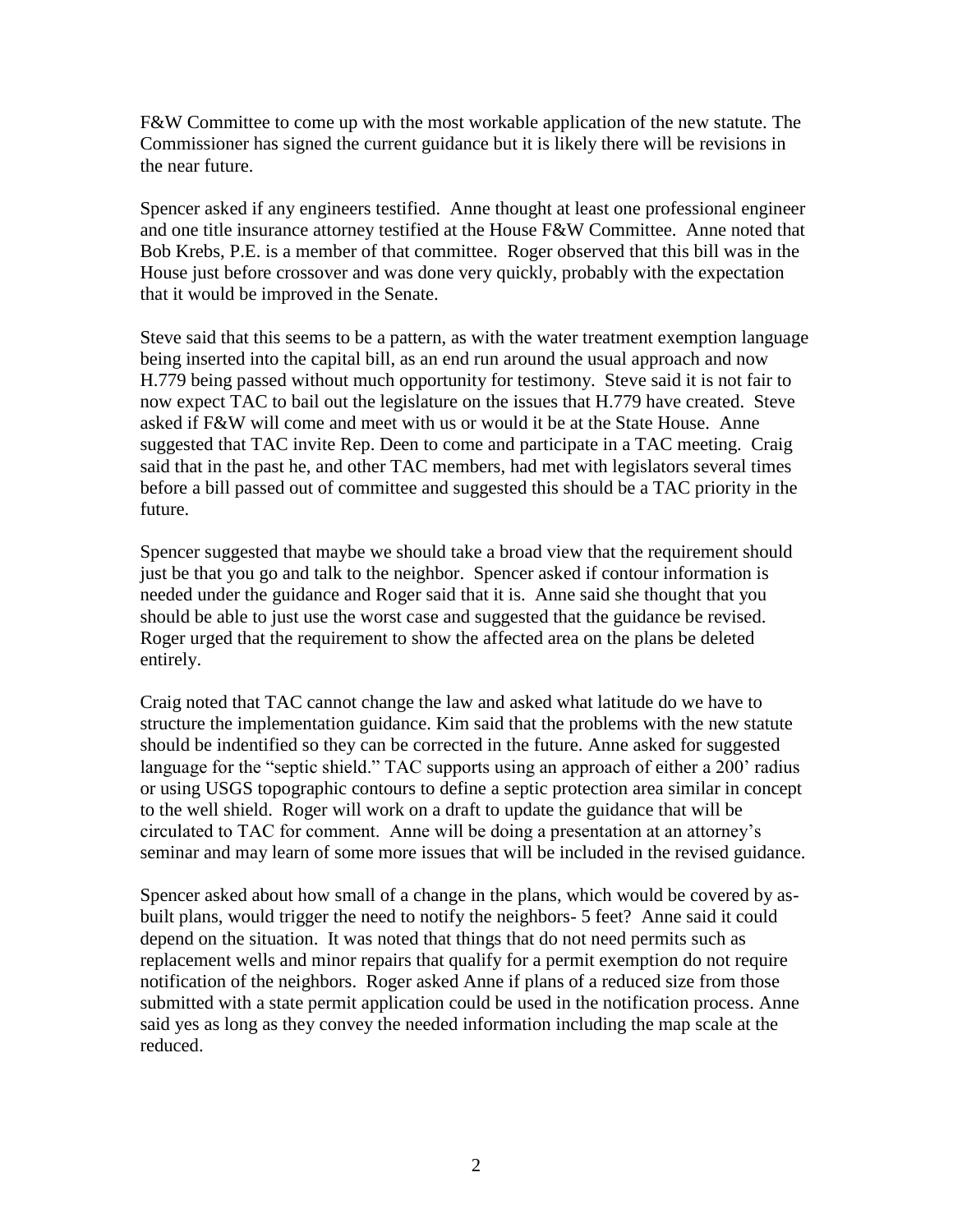F&W Committee to come up with the most workable application of the new statute. The Commissioner has signed the current guidance but it is likely there will be revisions in the near future.

Spencer asked if any engineers testified. Anne thought at least one professional engineer and one title insurance attorney testified at the House F&W Committee. Anne noted that Bob Krebs, P.E. is a member of that committee. Roger observed that this bill was in the House just before crossover and was done very quickly, probably with the expectation that it would be improved in the Senate.

Steve said that this seems to be a pattern, as with the water treatment exemption language being inserted into the capital bill, as an end run around the usual approach and now H.779 being passed without much opportunity for testimony. Steve said it is not fair to now expect TAC to bail out the legislature on the issues that H.779 have created. Steve asked if F&W will come and meet with us or would it be at the State House. Anne suggested that TAC invite Rep. Deen to come and participate in a TAC meeting. Craig said that in the past he, and other TAC members, had met with legislators several times before a bill passed out of committee and suggested this should be a TAC priority in the future.

Spencer suggested that maybe we should take a broad view that the requirement should just be that you go and talk to the neighbor. Spencer asked if contour information is needed under the guidance and Roger said that it is. Anne said she thought that you should be able to just use the worst case and suggested that the guidance be revised. Roger urged that the requirement to show the affected area on the plans be deleted entirely.

Craig noted that TAC cannot change the law and asked what latitude do we have to structure the implementation guidance. Kim said that the problems with the new statute should be indentified so they can be corrected in the future. Anne asked for suggested language for the "septic shield." TAC supports using an approach of either a 200' radius or using USGS topographic contours to define a septic protection area similar in concept to the well shield. Roger will work on a draft to update the guidance that will be circulated to TAC for comment. Anne will be doing a presentation at an attorney's seminar and may learn of some more issues that will be included in the revised guidance.

Spencer asked about how small of a change in the plans, which would be covered by as-built plans, would trigger the need to notify the neighbors- 5 feet? Anne said it could depend on the situation. It was noted that things that do not need permits such as replacement wells and minor repairs that qualify for a permit exemption do not require notification of the neighbors. Roger asked Anne if plans of a reduced size from those submitted with a state permit application could be used in the notification process. Anne said yes as long as they convey the needed information including the map scale at the reduced.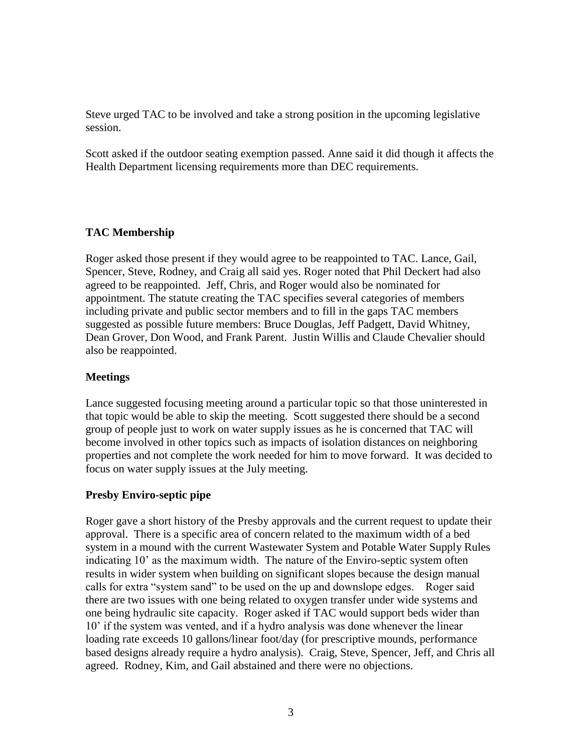Steve urged TAC to be involved and take a strong position in the upcoming legislative session.

Scott asked if the outdoor seating exemption passed. Anne said it did though it affects the Health Department licensing requirements more than DEC requirements.

**TAC Membership**

Roger asked those present if they would agree to be reappointed to TAC. Lance, Gail, Spencer, Steve, Rodney, and Craig all said yes. Roger noted that Phil Deckert had also agreed to be reappointed. Jeff, Chris, and Roger would also be nominated for appointment. The statute creating the TAC specifies several categories of members including private and public sector members and to fill in the gaps TAC members suggested as possible future members: Bruce Douglas, Jeff Padgett, David Whitney, Dean Grover, Don Wood, and Frank Parent. Justin Willis and Claude Chevalier should also be reappointed.

**Meetings**

Lance suggested focusing meeting around a particular topic so that those uninterested in that topic would be able to skip the meeting. Scott suggested there should be a second group of people just to work on water supply issues as he is concerned that TAC will become involved in other topics such as impacts of isolation distances on neighboring properties and not complete the work needed for him to move forward. It was decided to focus on water supply issues at the July meeting.

**Presby Enviro-septic pipe**

Roger gave a short history of the Presby approvals and the current request to update their approval. There is a specific area of concern related to the maximum width of a bed system in a mound with the current Wastewater System and Potable Water Supply Rules indicating 10' as the maximum width. The nature of the Enviro-septic system often results in wider system when building on significant slopes because the design manual calls for extra "system sand" to be used on the up and downslope edges. Roger said there are two issues with one being related to oxygen transfer under wide systems and one being hydraulic site capacity. Roger asked if TAC would support beds wider than 10' if the system was vented, and if a hydro analysis was done whenever the linear loading rate exceeds 10 gallons/linear foot/day (for prescriptive mounds, performance based designs already require a hydro analysis). Craig, Steve, Spencer, Jeff, and Chris all agreed. Rodney, Kim, and Gail abstained and there were no objections.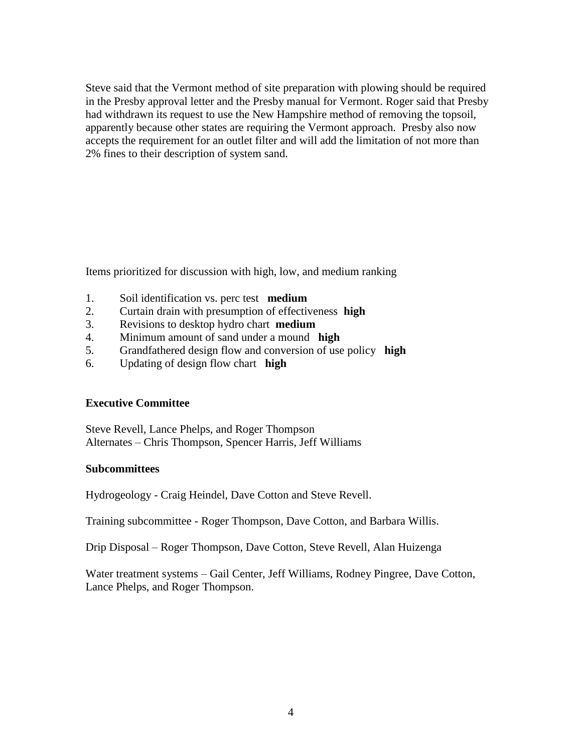Steve said that the Vermont method of site preparation with plowing should be required in the Presby approval letter and the Presby manual for Vermont. Roger said that Presby had withdrawn its request to use the New Hampshire method of removing the topsoil, apparently because other states are requiring the Vermont approach. Presby also now accepts the requirement for an outlet filter and will add the limitation of not more than 2% fines to their description of system sand.

Items prioritized for discussion with high, low, and medium ranking

1. Soil identification vs. perc test **medium**
2. Curtain drain with presumption of effectiveness **high**
3. Revisions to desktop hydro chart **medium**
4. Minimum amount of sand under a mound **high**
5. Grandfathered design flow and conversion of use policy **high**
6. Updating of design flow chart **high**

**Executive Committee**

Steve Revell, Lance Phelps, and Roger Thompson
Alternates – Chris Thompson, Spencer Harris, Jeff Williams

**Subcommittees**

Hydrogeology - Craig Heindel, Dave Cotton and Steve Revell.

Training subcommittee - Roger Thompson, Dave Cotton, and Barbara Willis.

Drip Disposal – Roger Thompson, Dave Cotton, Steve Revell, Alan Huizenga

Water treatment systems – Gail Center, Jeff Williams, Rodney Pingree, Dave Cotton, Lance Phelps, and Roger Thompson.